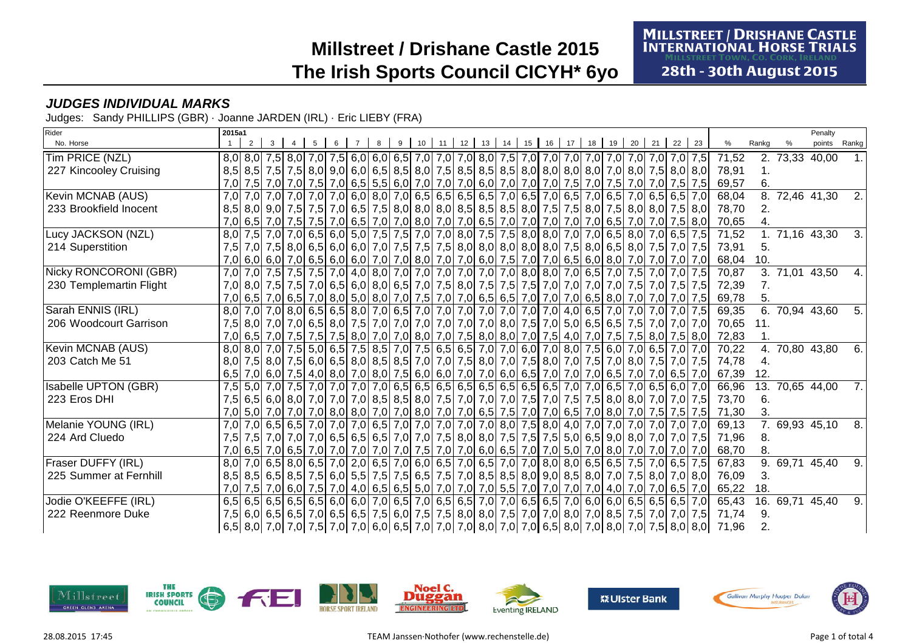# Millstreet / Drishane Castle 2015
# The Irish Sports Council CICYH* 6yo

MILLSTREET / DRISHANE CASTLE INTERNATIONAL HORSE TRIALS
Millstreet Town, Co. Cork, Ireland
28th - 30th August 2015

### *JUDGES INDIVIDUAL MARKS*

Judges: Sandy PHILLIPS (GBR) · Joanne JARDEN (IRL) · Eric LIEBY (FRA)

| Rider / No. Horse | 1 | 2 | 3 | 4 | 5 | 6 | 7 | 8 | 9 | 10 | 11 | 12 | 13 | 14 | 15 | 16 | 17 | 18 | 19 | 20 | 21 | 22 | 23 | % | Rankg | % | Penalty points | Rankg |
|---|---|---|---|---|---|---|---|---|---|---|---|---|---|---|---|---|---|---|---|---|---|---|---|---|---|---|---|---|
| Tim PRICE (NZL) | 8,0 | 8,0 | 7,5 | 8,0 | 7,0 | 7,5 | 6,0 | 6,0 | 6,5 | 7,0 | 7,0 | 7,0 | 8,0 | 7,5 | 7,0 | 7,0 | 7,0 | 7,0 | 7,0 | 7,0 | 7,0 | 7,0 | 7,5 | 71,52 | 2. | 73,33 | 40,00 | 1. |
| 227 Kincooley Cruising | 8,5 | 8,5 | 7,5 | 7,5 | 8,0 | 9,0 | 6,0 | 6,5 | 8,5 | 8,0 | 7,5 | 8,5 | 8,5 | 8,5 | 8,0 | 8,0 | 8,0 | 8,0 | 7,0 | 8,0 | 7,5 | 8,0 | 8,0 | 78,91 | 1. | | | |
| | 7,0 | 7,5 | 7,0 | 7,0 | 7,5 | 7,0 | 6,5 | 5,5 | 6,0 | 7,0 | 7,0 | 7,0 | 6,0 | 7,0 | 7,0 | 7,0 | 7,5 | 7,0 | 7,5 | 7,0 | 7,0 | 7,5 | 7,5 | 69,57 | 6. | | | |
| Kevin MCNAB (AUS) | 7,0 | 7,0 | 7,0 | 7,0 | 7,0 | 7,0 | 6,0 | 8,0 | 7,0 | 6,5 | 6,5 | 6,5 | 6,5 | 7,0 | 6,5 | 7,0 | 6,5 | 7,0 | 6,5 | 7,0 | 6,5 | 6,5 | 7,0 | 68,04 | 8. | 72,46 | 41,30 | 2. |
| 233 Brookfield Inocent | 8,5 | 8,0 | 9,0 | 7,5 | 7,5 | 7,0 | 6,5 | 7,5 | 8,0 | 8,0 | 8,0 | 8,5 | 8,5 | 8,5 | 8,0 | 7,5 | 7,5 | 8,0 | 7,5 | 8,0 | 8,0 | 7,5 | 8,0 | 78,70 | 2. | | | |
| | 7,0 | 6,5 | 7,0 | 7,5 | 7,5 | 7,0 | 6,5 | 7,0 | 7,0 | 8,0 | 7,0 | 7,0 | 6,5 | 7,0 | 7,0 | 7,0 | 7,0 | 7,0 | 6,5 | 7,0 | 7,0 | 7,5 | 8,0 | 70,65 | 4. | | | |
| Lucy JACKSON (NZL) | 8,0 | 7,5 | 7,0 | 7,0 | 6,5 | 6,0 | 5,0 | 7,5 | 7,5 | 7,0 | 7,0 | 8,0 | 7,5 | 7,5 | 8,0 | 8,0 | 7,0 | 7,0 | 6,5 | 8,0 | 7,0 | 6,5 | 7,5 | 71,52 | 1. | 71,16 | 43,30 | 3. |
| 214 Superstition | 7,5 | 7,0 | 7,5 | 8,0 | 6,5 | 6,0 | 6,0 | 7,0 | 7,5 | 7,5 | 7,5 | 8,0 | 8,0 | 8,0 | 8,0 | 8,0 | 7,5 | 8,0 | 6,5 | 8,0 | 7,5 | 7,0 | 7,5 | 73,91 | 5. | | | |
| | 7,0 | 6,0 | 6,0 | 7,0 | 6,5 | 6,0 | 6,0 | 7,0 | 7,0 | 8,0 | 7,0 | 7,0 | 6,0 | 7,5 | 7,0 | 7,0 | 6,5 | 6,0 | 8,0 | 7,0 | 7,0 | 7,0 | 7,0 | 68,04 | 10. | | | |
| Nicky RONCORONI (GBR) | 7,0 | 7,0 | 7,5 | 7,5 | 7,5 | 7,0 | 4,0 | 8,0 | 7,0 | 7,0 | 7,0 | 7,0 | 7,0 | 7,0 | 8,0 | 8,0 | 7,0 | 6,5 | 7,0 | 7,5 | 7,0 | 7,0 | 7,5 | 70,87 | 3. | 71,01 | 43,50 | 4. |
| 230 Templemartin Flight | 7,0 | 8,0 | 7,5 | 7,5 | 7,0 | 6,5 | 6,0 | 8,0 | 6,5 | 7,0 | 7,5 | 8,0 | 7,5 | 7,5 | 7,5 | 7,0 | 7,0 | 7,0 | 7,0 | 7,5 | 7,0 | 7,5 | 7,5 | 72,39 | 7. | | | |
| | 7,0 | 6,5 | 7,0 | 6,5 | 7,0 | 8,0 | 5,0 | 8,0 | 7,0 | 7,5 | 7,0 | 7,0 | 6,5 | 6,5 | 7,0 | 7,0 | 7,0 | 6,5 | 8,0 | 7,0 | 7,0 | 7,0 | 7,5 | 69,78 | 5. | | | |
| Sarah ENNIS (IRL) | 8,0 | 7,0 | 7,0 | 8,0 | 6,5 | 6,5 | 8,0 | 7,0 | 6,5 | 7,0 | 7,0 | 7,0 | 7,0 | 7,0 | 7,0 | 7,0 | 4,0 | 6,5 | 7,0 | 7,0 | 7,0 | 7,0 | 7,5 | 69,35 | 6. | 70,94 | 43,60 | 5. |
| 206 Woodcourt Garrison | 7,5 | 8,0 | 7,0 | 7,0 | 6,5 | 8,0 | 7,5 | 7,0 | 7,0 | 7,0 | 7,0 | 7,0 | 7,0 | 8,0 | 7,5 | 7,0 | 5,0 | 6,5 | 6,5 | 7,5 | 7,0 | 7,0 | 7,0 | 70,65 | 11. | | | |
| | 7,0 | 6,5 | 7,0 | 7,5 | 7,5 | 7,5 | 8,0 | 7,0 | 7,0 | 8,0 | 7,0 | 7,5 | 8,0 | 8,0 | 7,0 | 7,5 | 4,0 | 7,0 | 7,5 | 7,5 | 8,0 | 7,5 | 8,0 | 72,83 | 1. | | | |
| Kevin MCNAB (AUS) | 8,0 | 8,0 | 7,0 | 7,5 | 5,0 | 6,5 | 7,5 | 8,5 | 7,0 | 7,5 | 6,5 | 6,5 | 7,0 | 7,0 | 6,0 | 7,0 | 8,0 | 7,5 | 6,0 | 7,0 | 6,5 | 7,0 | 7,0 | 70,22 | 4. | 70,80 | 43,80 | 6. |
| 203 Catch Me 51 | 8,0 | 7,5 | 8,0 | 7,5 | 6,0 | 6,5 | 8,0 | 8,5 | 8,5 | 7,0 | 7,0 | 7,5 | 8,0 | 7,0 | 7,5 | 8,0 | 7,0 | 7,5 | 7,0 | 8,0 | 7,5 | 7,0 | 7,5 | 74,78 | 4. | | | |
| | 6,5 | 7,0 | 6,0 | 7,5 | 4,0 | 8,0 | 7,0 | 8,0 | 7,5 | 6,0 | 6,0 | 7,0 | 7,0 | 6,0 | 6,5 | 7,0 | 7,0 | 7,0 | 6,5 | 7,0 | 7,0 | 6,5 | 7,0 | 67,39 | 12. | | | |
| Isabelle UPTON (GBR) | 7,5 | 5,0 | 7,0 | 7,5 | 7,0 | 7,0 | 7,0 | 7,0 | 6,5 | 6,5 | 6,5 | 6,5 | 6,5 | 6,5 | 6,5 | 6,5 | 7,0 | 7,0 | 6,5 | 7,0 | 6,5 | 6,0 | 7,0 | 66,96 | 13. | 70,65 | 44,00 | 7. |
| 223 Eros DHI | 7,5 | 6,5 | 6,0 | 8,0 | 7,0 | 7,0 | 7,0 | 8,5 | 8,5 | 8,0 | 7,5 | 7,0 | 7,0 | 7,0 | 7,5 | 7,0 | 7,5 | 7,5 | 8,0 | 8,0 | 7,0 | 7,0 | 7,5 | 73,70 | 6. | | | |
| | 7,0 | 5,0 | 7,0 | 7,0 | 7,0 | 8,0 | 8,0 | 7,0 | 7,0 | 8,0 | 7,0 | 7,0 | 6,5 | 7,5 | 7,0 | 7,0 | 6,5 | 7,0 | 8,0 | 7,0 | 7,5 | 7,5 | 7,5 | 71,30 | 3. | | | |
| Melanie YOUNG (IRL) | 7,0 | 7,0 | 6,5 | 6,5 | 7,0 | 7,0 | 7,0 | 6,5 | 7,0 | 7,0 | 7,0 | 7,0 | 7,0 | 8,0 | 7,5 | 8,0 | 4,0 | 7,0 | 7,0 | 7,0 | 7,0 | 7,0 | 7,0 | 69,13 | 7. | 69,93 | 45,10 | 8. |
| 224 Ard Cluedo | 7,5 | 7,5 | 7,0 | 7,0 | 7,0 | 6,5 | 6,5 | 6,5 | 7,0 | 7,0 | 7,5 | 8,0 | 8,0 | 7,5 | 7,5 | 7,5 | 5,0 | 6,5 | 9,0 | 8,0 | 7,0 | 7,0 | 7,5 | 71,96 | 8. | | | |
| | 7,0 | 6,5 | 7,0 | 6,5 | 7,0 | 7,0 | 7,0 | 7,0 | 7,0 | 7,5 | 7,0 | 7,0 | 6,0 | 6,5 | 7,0 | 7,0 | 5,0 | 7,0 | 8,0 | 7,0 | 7,0 | 7,0 | 7,0 | 68,70 | 8. | | | |
| Fraser DUFFY (IRL) | 8,0 | 7,0 | 6,5 | 8,0 | 6,5 | 7,0 | 2,0 | 6,5 | 7,0 | 6,0 | 6,5 | 7,0 | 6,5 | 7,0 | 7,0 | 8,0 | 8,0 | 6,5 | 6,5 | 7,5 | 7,0 | 6,5 | 7,5 | 67,83 | 9. | 69,71 | 45,40 | 9. |
| 225 Summer at Fernhill | 8,5 | 8,5 | 6,5 | 8,5 | 7,5 | 6,0 | 5,5 | 7,5 | 7,5 | 6,5 | 7,5 | 7,0 | 8,5 | 8,5 | 8,0 | 9,0 | 8,5 | 8,0 | 7,0 | 7,5 | 8,0 | 7,0 | 8,0 | 76,09 | 3. | | | |
| | 7,0 | 7,5 | 7,0 | 6,0 | 7,5 | 7,0 | 4,0 | 6,5 | 6,5 | 5,0 | 7,0 | 7,0 | 7,0 | 5,5 | 7,0 | 7,0 | 7,0 | 7,0 | 4,0 | 7,0 | 7,0 | 6,5 | 7,0 | 65,22 | 18. | | | |
| Jodie O'KEEFFE (IRL) | 6,5 | 6,5 | 6,5 | 6,5 | 6,5 | 6,0 | 6,0 | 7,0 | 6,5 | 7,0 | 6,5 | 6,5 | 7,0 | 7,0 | 6,5 | 6,5 | 7,0 | 6,0 | 6,0 | 6,5 | 6,5 | 6,5 | 7,0 | 65,43 | 16. | 69,71 | 45,40 | 9. |
| 222 Reenmore Duke | 7,5 | 6,0 | 6,5 | 6,5 | 7,0 | 6,5 | 6,5 | 7,5 | 6,0 | 7,5 | 7,5 | 8,0 | 8,0 | 7,5 | 7,0 | 7,0 | 8,0 | 7,0 | 8,5 | 7,5 | 7,0 | 7,0 | 7,5 | 71,74 | 9. | | | |
| | 6,5 | 8,0 | 7,0 | 7,0 | 7,5 | 7,0 | 7,0 | 6,0 | 6,5 | 7,0 | 7,0 | 7,0 | 8,0 | 7,0 | 7,0 | 6,5 | 8,0 | 7,0 | 8,0 | 7,0 | 7,5 | 8,0 | 8,0 | 71,96 | 2. | | | |

28.08.2015 17:45 TEAM Janssen·Nothofer (www.rechenstelle.de)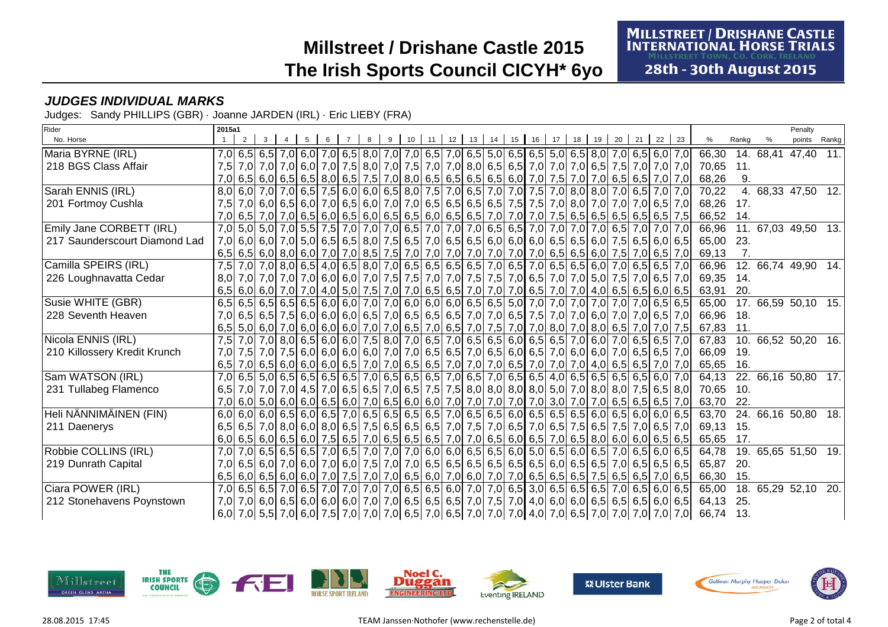# Millstreet / Drishane Castle 2015
# The Irish Sports Council CICYH* 6yo

MILLSTREET / DRISHANE CASTLE INTERNATIONAL HORSE TRIALS
Millstreet Town, Co. Cork, Ireland
28th - 30th August 2015

## *JUDGES INDIVIDUAL MARKS*

Judges: Sandy PHILLIPS (GBR) · Joanne JARDEN (IRL) · Eric LIEBY (FRA)

| Rider / No. Horse | 1 | 2 | 3 | 4 | 5 | 6 | 7 | 8 | 9 | 10 | 11 | 12 | 13 | 14 | 15 | 16 | 17 | 18 | 19 | 20 | 21 | 22 | 23 | % | Rankg | % | Penalty points | Rankg |
|---|---|---|---|---|---|---|---|---|---|---|---|---|---|---|---|---|---|---|---|---|---|---|---|---|---|---|---|---|
| Maria BYRNE (IRL) | 7,0 | 6,5 | 6,5 | 7,0 | 6,0 | 7,0 | 6,5 | 8,0 | 7,0 | 7,0 | 6,5 | 7,0 | 6,5 | 5,0 | 6,5 | 6,5 | 5,0 | 6,5 | 8,0 | 7,0 | 6,5 | 6,0 | 7,0 | 66,30 | 14. | 68,41 | 47,40 | 11. |
| 218 BGS Class Affair | 7,5 | 7,0 | 7,0 | 7,0 | 6,0 | 7,0 | 7,5 | 8,0 | 7,0 | 7,5 | 7,0 | 7,0 | 8,0 | 6,5 | 6,5 | 7,0 | 7,0 | 7,0 | 6,5 | 7,5 | 7,0 | 7,0 | 7,0 | 70,65 | 11. | | | |
| | 7,0 | 6,5 | 6,0 | 6,5 | 6,5 | 8,0 | 6,5 | 7,5 | 7,0 | 8,0 | 6,5 | 6,5 | 6,5 | 6,5 | 6,0 | 7,0 | 7,5 | 7,0 | 7,0 | 6,5 | 6,5 | 7,0 | 7,0 | 68,26 | 9. | | | |
| Sarah ENNIS (IRL) | 8,0 | 6,0 | 7,0 | 7,0 | 6,5 | 7,5 | 6,0 | 6,0 | 6,5 | 8,0 | 7,5 | 7,0 | 6,5 | 7,0 | 7,0 | 7,5 | 7,0 | 8,0 | 8,0 | 7,0 | 6,5 | 7,0 | 7,0 | 70,22 | 4. | 68,33 | 47,50 | 12. |
| 201 Fortmoy Cushla | 7,5 | 7,0 | 6,0 | 6,5 | 6,0 | 7,0 | 6,5 | 6,0 | 7,0 | 7,0 | 6,5 | 6,5 | 6,5 | 6,5 | 7,5 | 7,5 | 8,0 | 7,0 | 7,0 | 7,0 | 7,0 | 6,5 | 7,0 | 68,26 | 17. | | | |
| | 7,0 | 6,5 | 7,0 | 7,0 | 6,5 | 6,0 | 6,5 | 6,0 | 6,5 | 6,5 | 6,0 | 6,5 | 6,5 | 7,0 | 7,0 | 7,0 | 7,5 | 6,5 | 6,5 | 6,5 | 6,5 | 6,5 | 7,5 | 66,52 | 14. | | | |
| Emily Jane CORBETT (IRL) | 7,0 | 5,0 | 5,0 | 7,0 | 5,5 | 7,5 | 7,0 | 7,0 | 7,0 | 6,5 | 7,0 | 7,0 | 7,0 | 6,5 | 6,5 | 7,0 | 7,0 | 7,0 | 7,0 | 6,5 | 7,0 | 7,0 | 7,0 | 66,96 | 11. | 67,03 | 49,50 | 13. |
| 217 Saunderscourt Diamond Lad | 7,0 | 6,0 | 6,0 | 7,0 | 5,0 | 6,5 | 6,5 | 8,0 | 7,5 | 6,5 | 7,0 | 6,5 | 6,5 | 6,0 | 6,0 | 6,0 | 6,5 | 6,5 | 6,0 | 7,5 | 6,5 | 6,0 | 6,5 | 65,00 | 23. | | | |
| | 6,5 | 6,5 | 6,0 | 8,0 | 6,0 | 7,0 | 7,0 | 8,5 | 7,5 | 7,0 | 7,0 | 7,0 | 7,0 | 7,0 | 7,0 | 7,0 | 6,5 | 6,5 | 6,0 | 7,5 | 7,0 | 6,5 | 7,0 | 69,13 | 7. | | | |
| Camilla SPEIRS (IRL) | 7,5 | 7,0 | 7,0 | 8,0 | 6,5 | 4,0 | 6,5 | 8,0 | 7,0 | 6,5 | 6,5 | 6,5 | 6,5 | 7,0 | 6,5 | 7,0 | 6,5 | 6,5 | 6,0 | 7,0 | 6,5 | 6,5 | 7,0 | 66,96 | 12. | 66,74 | 49,90 | 14. |
| 226 Loughnavatta Cedar | 8,0 | 7,0 | 7,0 | 7,0 | 7,0 | 6,0 | 6,0 | 7,0 | 7,5 | 7,5 | 7,0 | 7,0 | 7,5 | 7,5 | 7,0 | 6,5 | 7,0 | 7,0 | 5,0 | 7,5 | 7,0 | 6,5 | 7,0 | 69,35 | 14. | | | |
| | 6,5 | 6,0 | 6,0 | 7,0 | 7,0 | 4,0 | 5,0 | 7,5 | 7,0 | 7,0 | 6,5 | 6,5 | 7,0 | 7,0 | 7,0 | 6,5 | 7,0 | 7,0 | 4,0 | 6,5 | 6,5 | 6,0 | 6,5 | 63,91 | 20. | | | |
| Susie WHITE (GBR) | 6,5 | 6,5 | 6,5 | 6,5 | 6,5 | 6,0 | 6,0 | 7,0 | 7,0 | 6,0 | 6,0 | 6,0 | 6,5 | 6,5 | 5,0 | 7,0 | 7,0 | 7,0 | 7,0 | 7,0 | 7,0 | 6,5 | 6,5 | 65,00 | 17. | 66,59 | 50,10 | 15. |
| 228 Seventh Heaven | 7,0 | 6,5 | 6,5 | 7,5 | 6,0 | 6,0 | 6,0 | 6,5 | 7,0 | 6,5 | 6,5 | 6,5 | 7,0 | 7,0 | 6,5 | 7,5 | 7,0 | 7,0 | 6,0 | 7,0 | 7,0 | 6,5 | 7,0 | 66,96 | 18. | | | |
| | 6,5 | 5,0 | 6,0 | 7,0 | 6,0 | 6,0 | 6,0 | 7,0 | 7,0 | 6,5 | 7,0 | 6,5 | 7,0 | 7,5 | 7,0 | 7,0 | 8,0 | 7,0 | 8,0 | 6,5 | 7,0 | 7,0 | 7,5 | 67,83 | 11. | | | |
| Nicola ENNIS (IRL) | 7,5 | 7,0 | 7,0 | 8,0 | 6,5 | 6,0 | 6,0 | 7,5 | 8,0 | 7,0 | 6,5 | 7,0 | 6,5 | 6,5 | 6,0 | 6,5 | 6,5 | 7,0 | 6,0 | 7,0 | 6,5 | 6,5 | 7,0 | 67,83 | 10. | 66,52 | 50,20 | 16. |
| 210 Killossery Kredit Krunch | 7,0 | 7,5 | 7,0 | 7,5 | 6,0 | 6,0 | 6,0 | 6,0 | 7,0 | 7,0 | 6,5 | 6,5 | 7,0 | 6,5 | 6,0 | 6,5 | 7,0 | 6,0 | 6,0 | 7,0 | 6,5 | 6,5 | 7,0 | 66,09 | 19. | | | |
| | 6,5 | 7,0 | 6,5 | 6,0 | 6,0 | 6,0 | 6,5 | 7,0 | 7,0 | 6,5 | 6,5 | 7,0 | 7,0 | 7,0 | 6,5 | 7,0 | 7,0 | 7,0 | 4,0 | 6,5 | 6,5 | 7,0 | 7,0 | 65,65 | 16. | | | |
| Sam WATSON (IRL) | 7,0 | 6,5 | 5,0 | 6,5 | 6,5 | 6,5 | 6,5 | 7,0 | 6,5 | 6,5 | 6,5 | 7,0 | 6,5 | 7,0 | 6,5 | 6,5 | 4,0 | 6,5 | 6,5 | 6,5 | 6,5 | 6,0 | 7,0 | 64,13 | 22. | 66,16 | 50,80 | 17. |
| 231 Tullabeg Flamenco | 6,5 | 7,0 | 7,0 | 7,0 | 4,5 | 7,0 | 6,5 | 6,5 | 7,0 | 6,5 | 7,5 | 7,5 | 8,0 | 8,0 | 8,0 | 8,0 | 5,0 | 7,0 | 8,0 | 8,0 | 7,5 | 6,5 | 8,0 | 70,65 | 10. | | | |
| | 7,0 | 6,0 | 5,0 | 6,0 | 6,0 | 6,5 | 6,0 | 7,0 | 6,5 | 6,0 | 6,0 | 7,0 | 7,0 | 7,0 | 7,0 | 7,0 | 3,0 | 7,0 | 7,0 | 6,5 | 6,5 | 6,5 | 7,0 | 63,70 | 22. | | | |
| Heli NÄNNIMÄINEN (FIN) | 6,0 | 6,0 | 6,0 | 6,5 | 6,0 | 6,5 | 7,0 | 6,5 | 6,5 | 6,5 | 6,5 | 7,0 | 6,5 | 6,5 | 6,0 | 6,5 | 6,5 | 6,5 | 6,0 | 6,5 | 6,0 | 6,0 | 6,5 | 63,70 | 24. | 66,16 | 50,80 | 18. |
| 211 Daenerys | 6,5 | 6,5 | 7,0 | 8,0 | 6,0 | 8,0 | 6,5 | 7,5 | 6,5 | 6,5 | 6,5 | 7,0 | 7,5 | 7,0 | 6,5 | 7,0 | 6,5 | 7,5 | 6,5 | 7,5 | 7,0 | 6,5 | 7,0 | 69,13 | 15. | | | |
| | 6,0 | 6,5 | 6,0 | 6,5 | 6,0 | 7,5 | 6,5 | 7,0 | 6,5 | 6,5 | 6,5 | 7,0 | 7,0 | 6,5 | 6,0 | 6,5 | 7,0 | 6,5 | 8,0 | 6,0 | 6,0 | 6,5 | 6,5 | 65,65 | 17. | | | |
| Robbie COLLINS (IRL) | 7,0 | 7,0 | 6,5 | 6,5 | 6,5 | 7,0 | 6,5 | 7,0 | 7,0 | 7,0 | 6,0 | 6,0 | 6,5 | 6,5 | 6,0 | 5,0 | 6,5 | 6,0 | 6,5 | 7,0 | 6,5 | 6,0 | 6,5 | 64,78 | 19. | 65,65 | 51,50 | 19. |
| 219 Dunrath Capital | 7,0 | 6,5 | 6,0 | 7,0 | 6,0 | 7,0 | 6,0 | 7,5 | 7,0 | 7,0 | 6,5 | 6,5 | 6,5 | 6,5 | 6,5 | 6,5 | 6,0 | 6,5 | 6,5 | 7,0 | 6,5 | 6,5 | 6,5 | 65,87 | 20. | | | |
| | 6,5 | 6,0 | 6,5 | 6,0 | 6,0 | 7,0 | 7,5 | 7,0 | 7,0 | 6,5 | 6,0 | 7,0 | 6,0 | 7,0 | 7,0 | 6,5 | 6,5 | 6,5 | 7,5 | 6,5 | 6,5 | 7,0 | 6,5 | 66,30 | 15. | | | |
| Ciara POWER (IRL) | 7,0 | 6,5 | 6,5 | 7,0 | 6,5 | 7,0 | 7,0 | 7,0 | 7,0 | 6,5 | 6,5 | 6,0 | 7,0 | 7,0 | 6,5 | 3,0 | 6,5 | 6,5 | 6,5 | 7,0 | 6,5 | 6,0 | 6,5 | 65,00 | 18. | 65,29 | 52,10 | 20. |
| 212 Stonehavens Poynstown | 7,0 | 7,0 | 6,0 | 6,5 | 6,0 | 6,0 | 6,0 | 7,0 | 7,0 | 6,5 | 6,5 | 6,5 | 7,0 | 7,5 | 7,0 | 4,0 | 6,0 | 6,0 | 6,5 | 6,5 | 6,5 | 6,0 | 6,5 | 64,13 | 25. | | | |
| | 6,0 | 7,0 | 5,5 | 7,0 | 6,0 | 7,5 | 7,0 | 7,0 | 7,0 | 6,5 | 7,0 | 6,5 | 7,0 | 7,0 | 7,0 | 4,0 | 7,0 | 6,5 | 7,0 | 7,0 | 7,0 | 7,0 | 7,0 | 66,74 | 13. | | | |

28.08.2015 17:45 TEAM Janssen·Nothofer (www.rechenstelle.de)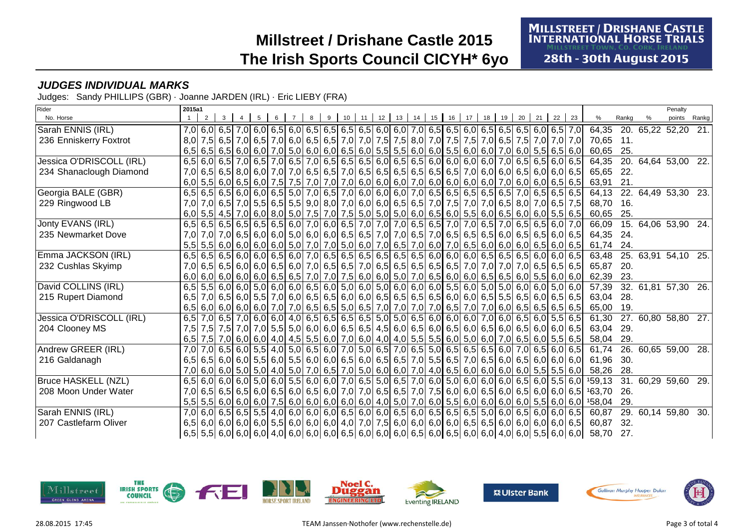# Millstreet / Drishane Castle 2015
# The Irish Sports Council CICYH* 6yo

MILLSTREET / DRISHANE CASTLE INTERNATIONAL HORSE TRIALS
MILLSTREET TOWN, CO. CORK, IRELAND
28th - 30th August 2015

### *JUDGES INDIVIDUAL MARKS*

Judges: Sandy PHILLIPS (GBR) · Joanne JARDEN (IRL) · Eric LIEBY (FRA)

| Rider / No. Horse | 1 | 2 | 3 | 4 | 5 | 6 | 7 | 8 | 9 | 10 | 11 | 12 | 13 | 14 | 15 | 16 | 17 | 18 | 19 | 20 | 21 | 22 | 23 | % | Rankg | % | Penalty points | Rankg |
|---|---|---|---|---|---|---|---|---|---|---|---|---|---|---|---|---|---|---|---|---|---|---|---|---|---|---|---|---|
| Sarah ENNIS (IRL) | 7,0 | 6,0 | 6,5 | 7,0 | 6,0 | 6,5 | 6,0 | 6,5 | 6,5 | 6,5 | 6,5 | 6,0 | 6,0 | 7,0 | 6,5 | 6,5 | 6,0 | 6,5 | 6,5 | 6,5 | 6,0 | 6,5 | 7,0 | 64,35 | 20. | 65,22 | 52,20 | 21. |
| 236 Enniskerry Foxtrot | 8,0 | 7,5 | 6,5 | 7,0 | 6,5 | 7,0 | 6,0 | 6,5 | 6,5 | 7,0 | 7,0 | 7,5 | 7,5 | 8,0 | 7,0 | 7,5 | 7,5 | 7,0 | 6,5 | 7,5 | 7,0 | 7,0 | 7,0 | 70,65 | 11. | | | |
| | 6,5 | 6,5 | 6,5 | 6,0 | 6,0 | 7,0 | 5,0 | 6,0 | 6,0 | 6,5 | 6,0 | 5,5 | 5,5 | 6,0 | 6,0 | 5,5 | 6,0 | 6,0 | 7,0 | 6,0 | 5,5 | 6,5 | 6,0 | 60,65 | 25. | | | |
| Jessica O'DRISCOLL (IRL) | 6,5 | 6,0 | 6,5 | 7,0 | 6,5 | 7,0 | 6,5 | 7,0 | 6,5 | 6,5 | 6,5 | 6,0 | 6,5 | 6,5 | 6,0 | 6,0 | 6,0 | 6,0 | 7,0 | 6,5 | 6,5 | 6,0 | 6,5 | 64,35 | 20. | 64,64 | 53,00 | 22. |
| 234 Shanaclough Diamond | 7,0 | 6,5 | 6,5 | 8,0 | 6,0 | 7,0 | 7,0 | 6,5 | 6,5 | 7,0 | 6,5 | 6,5 | 6,5 | 6,5 | 6,5 | 6,5 | 7,0 | 6,0 | 6,0 | 6,5 | 6,0 | 6,0 | 6,5 | 65,65 | 22. | | | |
| | 6,0 | 5,5 | 6,0 | 6,5 | 6,0 | 7,5 | 7,5 | 7,0 | 7,0 | 7,0 | 6,0 | 6,0 | 6,0 | 7,0 | 6,0 | 6,0 | 6,0 | 6,0 | 7,0 | 6,0 | 6,0 | 6,5 | 6,5 | 63,91 | 21. | | | |
| Georgia BALE (GBR) | 6,5 | 6,5 | 6,5 | 6,0 | 6,0 | 6,5 | 5,0 | 7,0 | 6,5 | 7,0 | 6,0 | 6,0 | 6,0 | 7,0 | 6,5 | 6,5 | 6,5 | 6,5 | 6,5 | 7,0 | 6,5 | 6,5 | 6,5 | 64,13 | 22. | 64,49 | 53,30 | 23. |
| 229 Ringwood LB | 7,0 | 7,0 | 6,5 | 7,0 | 5,5 | 6,5 | 5,5 | 9,0 | 8,0 | 7,0 | 6,0 | 6,0 | 6,5 | 6,5 | 7,0 | 7,5 | 7,0 | 7,0 | 6,5 | 8,0 | 7,0 | 6,5 | 7,5 | 68,70 | 16. | | | |
| | 6,0 | 5,5 | 4,5 | 7,0 | 6,0 | 8,0 | 5,0 | 7,5 | 7,0 | 7,5 | 5,0 | 5,0 | 5,0 | 6,0 | 6,5 | 6,0 | 5,5 | 6,0 | 6,5 | 6,0 | 6,0 | 5,5 | 6,5 | 60,65 | 25. | | | |
| Jonty EVANS (IRL) | 6,5 | 6,5 | 6,5 | 6,5 | 6,5 | 6,5 | 6,0 | 7,0 | 6,0 | 6,5 | 7,0 | 7,0 | 7,0 | 6,5 | 6,5 | 7,0 | 7,0 | 6,5 | 7,0 | 6,5 | 6,5 | 6,0 | 7,0 | 66,09 | 15. | 64,06 | 53,90 | 24. |
| 235 Newmarket Dove | 7,0 | 7,0 | 7,0 | 6,5 | 6,0 | 6,0 | 5,0 | 6,0 | 6,0 | 6,5 | 6,5 | 7,0 | 7,0 | 6,5 | 7,0 | 6,5 | 6,5 | 6,5 | 6,0 | 6,5 | 6,5 | 6,0 | 6,5 | 64,35 | 24. | | | |
| | 5,5 | 5,5 | 6,0 | 6,0 | 6,0 | 6,0 | 5,0 | 7,0 | 7,0 | 5,0 | 6,0 | 7,0 | 6,5 | 7,0 | 6,0 | 7,0 | 6,5 | 6,0 | 6,0 | 6,0 | 6,5 | 6,0 | 6,5 | 61,74 | 24. | | | |
| Emma JACKSON (IRL) | 6,5 | 6,5 | 6,5 | 6,0 | 6,0 | 6,5 | 6,0 | 7,0 | 6,5 | 6,5 | 6,5 | 6,5 | 6,5 | 6,5 | 6,0 | 6,0 | 6,0 | 6,5 | 6,5 | 6,5 | 6,0 | 6,0 | 6,5 | 63,48 | 25. | 63,91 | 54,10 | 25. |
| 232 Cushlas Skyimp | 7,0 | 6,5 | 6,5 | 6,0 | 6,0 | 6,5 | 6,0 | 7,0 | 6,5 | 6,5 | 7,0 | 6,5 | 6,5 | 6,5 | 6,5 | 6,5 | 7,0 | 7,0 | 7,0 | 7,0 | 6,5 | 6,5 | 6,5 | 65,87 | 20. | | | |
| | 6,0 | 6,0 | 6,0 | 6,0 | 6,0 | 6,5 | 6,5 | 7,0 | 7,0 | 7,5 | 6,0 | 6,0 | 5,0 | 7,0 | 6,5 | 6,0 | 6,0 | 6,5 | 6,5 | 6,0 | 5,5 | 6,0 | 6,0 | 62,39 | 23. | | | |
| David COLLINS (IRL) | 6,5 | 5,5 | 6,0 | 6,0 | 5,0 | 6,0 | 6,0 | 6,5 | 6,0 | 5,0 | 6,0 | 5,0 | 6,0 | 6,0 | 6,0 | 5,5 | 6,0 | 5,0 | 5,0 | 6,0 | 6,0 | 5,0 | 6,0 | 57,39 | 32. | 61,81 | 57,30 | 26. |
| 215 Rupert Diamond | 6,5 | 7,0 | 6,5 | 6,0 | 5,5 | 7,0 | 6,0 | 6,5 | 6,5 | 6,0 | 6,0 | 6,5 | 6,5 | 6,5 | 6,5 | 6,0 | 6,0 | 6,5 | 5,5 | 6,5 | 6,0 | 6,5 | 6,5 | 63,04 | 28. | | | |
| | 6,5 | 6,0 | 6,0 | 6,0 | 6,0 | 7,0 | 7,0 | 6,5 | 6,5 | 5,0 | 6,5 | 7,0 | 7,0 | 7,0 | 7,0 | 6,5 | 7,0 | 7,0 | 6,0 | 6,5 | 6,5 | 6,5 | 6,5 | 65,00 | 19. | | | |
| Jessica O'DRISCOLL (IRL) | 6,5 | 7,0 | 6,5 | 7,0 | 6,0 | 6,0 | 4,0 | 6,5 | 6,5 | 6,5 | 6,5 | 5,0 | 5,0 | 6,5 | 6,0 | 6,0 | 6,0 | 7,0 | 6,0 | 6,5 | 6,0 | 5,5 | 6,5 | 61,30 | 27. | 60,80 | 58,80 | 27. |
| 204 Clooney MS | 7,5 | 7,5 | 7,5 | 7,0 | 7,0 | 5,5 | 5,0 | 6,0 | 6,0 | 6,5 | 6,5 | 4,5 | 6,0 | 6,5 | 6,0 | 6,5 | 6,0 | 6,5 | 6,0 | 6,5 | 6,0 | 6,0 | 6,5 | 63,04 | 29. | | | |
| | 6,5 | 7,5 | 7,0 | 6,0 | 6,0 | 4,0 | 4,5 | 5,5 | 6,0 | 7,0 | 6,0 | 4,0 | 4,0 | 5,5 | 5,5 | 6,0 | 5,0 | 6,0 | 7,0 | 6,5 | 6,0 | 5,5 | 6,5 | 58,04 | 29. | | | |
| Andrew GREER (IRL) | 7,0 | 7,0 | 6,5 | 6,0 | 5,5 | 4,0 | 5,0 | 6,5 | 6,0 | 7,0 | 5,0 | 6,5 | 7,0 | 6,5 | 5,0 | 6,5 | 6,5 | 6,5 | 6,0 | 7,0 | 6,5 | 6,0 | 6,5 | 61,74 | 26. | 60,65 | 59,00 | 28. |
| 216 Galdanagh | 6,5 | 6,5 | 6,0 | 6,0 | 5,5 | 6,0 | 5,5 | 6,0 | 6,0 | 6,5 | 6,0 | 6,5 | 6,5 | 7,0 | 5,5 | 6,5 | 7,0 | 6,5 | 6,0 | 6,5 | 6,0 | 6,0 | 6,0 | 61,96 | 30. | | | |
| | 7,0 | 6,0 | 6,0 | 5,0 | 5,0 | 4,0 | 5,0 | 7,0 | 6,5 | 7,0 | 5,0 | 6,0 | 6,0 | 7,0 | 4,0 | 6,5 | 6,0 | 6,0 | 6,0 | 6,0 | 5,5 | 5,5 | 6,0 | 58,26 | 28. | | | |
| Bruce HASKELL (NZL) | 6,5 | 6,0 | 6,0 | 6,0 | 5,0 | 6,0 | 5,5 | 6,0 | 6,0 | 7,0 | 6,5 | 5,0 | 6,5 | 7,0 | 6,0 | 5,0 | 6,0 | 6,0 | 6,0 | 6,5 | 6,0 | 5,5 | 6,0 | [1]59,13 | 31. | 60,29 | 59,60 | 29. |
| 208 Moon Under Water | 7,0 | 6,5 | 6,5 | 6,5 | 6,0 | 6,5 | 6,0 | 6,5 | 6,0 | 7,0 | 7,0 | 6,5 | 6,5 | 7,0 | 7,5 | 6,0 | 6,0 | 6,5 | 6,0 | 6,5 | 6,0 | 6,0 | 6,5 | [1]63,70 | 26. | | | |
| | 5,5 | 5,5 | 6,0 | 6,0 | 6,0 | 7,5 | 6,0 | 6,0 | 6,0 | 6,0 | 6,0 | 4,0 | 5,0 | 7,0 | 6,0 | 5,5 | 6,0 | 6,0 | 6,0 | 6,0 | 5,5 | 6,0 | 6,0 | [1]58,04 | 29. | | | |
| Sarah ENNIS (IRL) | 7,0 | 6,0 | 6,5 | 6,5 | 5,5 | 4,0 | 6,0 | 6,0 | 6,0 | 6,5 | 6,0 | 6,0 | 6,5 | 6,0 | 6,5 | 6,5 | 6,5 | 5,0 | 6,0 | 6,5 | 6,0 | 6,0 | 6,5 | 60,87 | 29. | 60,14 | 59,80 | 30. |
| 207 Castlefarm Oliver | 6,5 | 6,0 | 6,0 | 6,0 | 6,0 | 5,5 | 6,0 | 6,0 | 6,0 | 4,0 | 7,0 | 7,5 | 6,0 | 6,0 | 6,0 | 6,0 | 6,5 | 6,5 | 6,0 | 6,0 | 6,0 | 6,0 | 6,5 | 60,87 | 32. | | | |
| | 6,5 | 5,5 | 6,0 | 6,0 | 6,0 | 4,0 | 6,0 | 6,0 | 6,0 | 6,5 | 6,0 | 6,0 | 6,0 | 6,5 | 6,0 | 6,5 | 6,0 | 6,0 | 4,0 | 6,0 | 5,5 | 6,0 | 6,0 | 58,70 | 27. | | | |

28.08.2015 17:45 — TEAM Janssen·Nothofer (www.rechenstelle.de)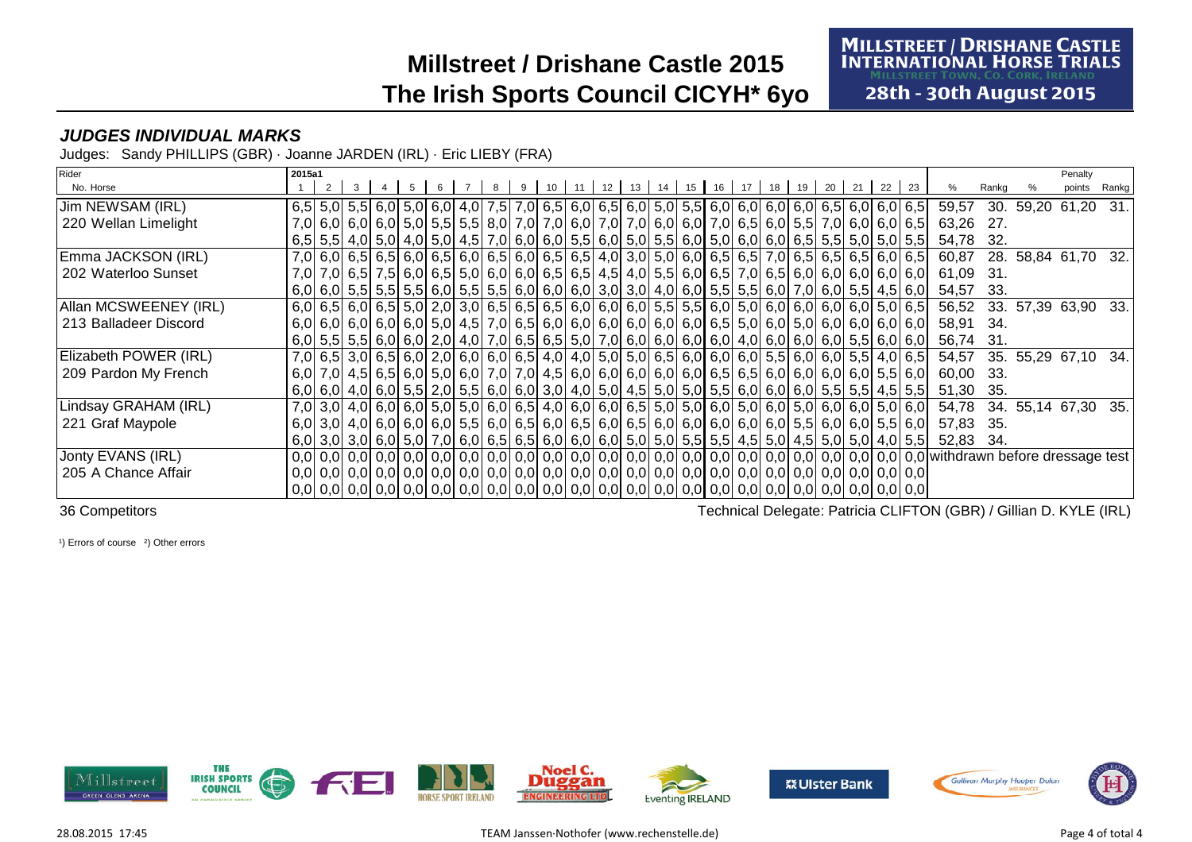# Millstreet / Drishane Castle 2015
# The Irish Sports Council CICYH* 6yo

MILLSTREET / DRISHANE CASTLE INTERNATIONAL HORSE TRIALS
Millstreet Town, Co. Cork, Ireland
28th - 30th August 2015

### *JUDGES INDIVIDUAL MARKS*

Judges: Sandy PHILLIPS (GBR) · Joanne JARDEN (IRL) · Eric LIEBY (FRA)

| Rider / No. Horse | 1 | 2 | 3 | 4 | 5 | 6 | 7 | 8 | 9 | 10 | 11 | 12 | 13 | 14 | 15 | 16 | 17 | 18 | 19 | 20 | 21 | 22 | 23 | % | Rankg | % | Penalty points | Rankg |
|---|---|---|---|---|---|---|---|---|---|---|---|---|---|---|---|---|---|---|---|---|---|---|---|---|---|---|---|---|
| Jim NEWSAM (IRL) | 6,5 | 5,0 | 5,5 | 6,0 | 5,0 | 6,0 | 4,0 | 7,5 | 7,0 | 6,5 | 6,0 | 6,5 | 6,0 | 5,0 | 5,5 | 6,0 | 6,0 | 6,0 | 6,0 | 6,5 | 6,0 | 6,0 | 6,5 | 59,57 | 30. | 59,20 | 61,20 | 31. |
| 220 Wellan Limelight | 7,0 | 6,0 | 6,0 | 6,0 | 5,0 | 5,5 | 5,5 | 8,0 | 7,0 | 7,0 | 6,0 | 7,0 | 7,0 | 6,0 | 6,0 | 7,0 | 6,5 | 6,0 | 5,5 | 7,0 | 6,0 | 6,0 | 6,5 | 63,26 | 27. | | | |
| | 6,5 | 5,5 | 4,0 | 5,0 | 4,0 | 5,0 | 4,5 | 7,0 | 6,0 | 6,0 | 5,5 | 6,0 | 5,0 | 5,5 | 6,0 | 5,0 | 6,0 | 6,0 | 6,5 | 5,5 | 5,0 | 5,0 | 5,5 | 54,78 | 32. | | | |
| Emma JACKSON (IRL) | 7,0 | 6,0 | 6,5 | 6,5 | 6,0 | 6,5 | 6,0 | 6,5 | 6,0 | 6,5 | 6,5 | 4,0 | 3,0 | 5,0 | 6,0 | 6,5 | 6,5 | 7,0 | 6,5 | 6,5 | 6,5 | 6,0 | 6,5 | 60,87 | 28. | 58,84 | 61,70 | 32. |
| 202 Waterloo Sunset | 7,0 | 7,0 | 6,5 | 7,5 | 6,0 | 6,5 | 5,0 | 6,0 | 6,0 | 6,5 | 6,5 | 4,5 | 4,0 | 5,5 | 6,0 | 6,5 | 7,0 | 6,5 | 6,0 | 6,0 | 6,0 | 6,0 | 6,0 | 61,09 | 31. | | | |
| | 6,0 | 6,0 | 5,5 | 5,5 | 5,5 | 6,0 | 5,5 | 5,5 | 6,0 | 6,0 | 6,0 | 3,0 | 3,0 | 4,0 | 6,0 | 5,5 | 5,5 | 6,0 | 7,0 | 6,0 | 5,5 | 4,5 | 6,0 | 54,57 | 33. | | | |
| Allan MCSWEENEY (IRL) | 6,0 | 6,5 | 6,0 | 6,5 | 5,0 | 2,0 | 3,0 | 6,5 | 6,5 | 6,5 | 6,0 | 6,0 | 6,0 | 5,5 | 5,5 | 6,0 | 5,0 | 6,0 | 6,0 | 6,0 | 6,0 | 5,0 | 6,5 | 56,52 | 33. | 57,39 | 63,90 | 33. |
| 213 Balladeer Discord | 6,0 | 6,0 | 6,0 | 6,0 | 6,0 | 5,0 | 4,5 | 7,0 | 6,5 | 6,0 | 6,0 | 6,0 | 6,0 | 6,0 | 6,0 | 6,5 | 5,0 | 6,0 | 5,0 | 6,0 | 6,0 | 6,0 | 6,0 | 58,91 | 34. | | | |
| | 6,0 | 5,5 | 5,5 | 6,0 | 6,0 | 2,0 | 4,0 | 7,0 | 6,5 | 6,5 | 5,0 | 7,0 | 6,0 | 6,0 | 6,0 | 6,0 | 4,0 | 6,0 | 6,0 | 6,0 | 5,5 | 6,0 | 6,0 | 56,74 | 31. | | | |
| Elizabeth POWER (IRL) | 7,0 | 6,5 | 3,0 | 6,5 | 6,0 | 2,0 | 6,0 | 6,0 | 6,5 | 4,0 | 4,0 | 5,0 | 5,0 | 6,5 | 6,0 | 6,0 | 6,0 | 5,5 | 6,0 | 6,0 | 5,5 | 4,0 | 6,5 | 54,57 | 35. | 55,29 | 67,10 | 34. |
| 209 Pardon My French | 6,0 | 7,0 | 4,5 | 6,5 | 6,0 | 5,0 | 6,0 | 7,0 | 7,0 | 4,5 | 6,0 | 6,0 | 6,0 | 6,0 | 6,0 | 6,5 | 6,5 | 6,0 | 6,0 | 6,0 | 6,0 | 5,5 | 6,0 | 60,00 | 33. | | | |
| | 6,0 | 6,0 | 4,0 | 6,0 | 5,5 | 2,0 | 5,5 | 6,0 | 6,0 | 3,0 | 4,0 | 5,0 | 4,5 | 5,0 | 5,0 | 5,5 | 6,0 | 6,0 | 6,0 | 5,5 | 5,5 | 4,5 | 5,5 | 51,30 | 35. | | | |
| Lindsay GRAHAM (IRL) | 7,0 | 3,0 | 4,0 | 6,0 | 6,0 | 5,0 | 5,0 | 6,0 | 6,5 | 4,0 | 6,0 | 6,0 | 6,5 | 5,0 | 5,0 | 6,0 | 5,0 | 6,0 | 5,0 | 6,0 | 6,0 | 5,0 | 6,0 | 54,78 | 34. | 55,14 | 67,30 | 35. |
| 221 Graf Maypole | 6,0 | 3,0 | 4,0 | 6,0 | 6,0 | 6,0 | 5,5 | 6,0 | 6,5 | 6,0 | 6,5 | 6,0 | 6,5 | 6,0 | 6,0 | 6,0 | 6,0 | 6,0 | 5,5 | 6,0 | 6,0 | 5,5 | 6,0 | 57,83 | 35. | | | |
| | 6,0 | 3,0 | 3,0 | 6,0 | 5,0 | 7,0 | 6,0 | 6,5 | 6,5 | 6,0 | 6,0 | 6,0 | 5,0 | 5,0 | 5,5 | 5,5 | 4,5 | 5,0 | 4,5 | 5,0 | 5,0 | 4,0 | 5,5 | 52,83 | 34. | | | |
| Jonty EVANS (IRL) | 0,0 | 0,0 | 0,0 | 0,0 | 0,0 | 0,0 | 0,0 | 0,0 | 0,0 | 0,0 | 0,0 | 0,0 | 0,0 | 0,0 | 0,0 | 0,0 | 0,0 | 0,0 | 0,0 | 0,0 | 0,0 | 0,0 | 0,0 | withdrawn before dressage test | | | | |
| 205 A Chance Affair | 0,0 | 0,0 | 0,0 | 0,0 | 0,0 | 0,0 | 0,0 | 0,0 | 0,0 | 0,0 | 0,0 | 0,0 | 0,0 | 0,0 | 0,0 | 0,0 | 0,0 | 0,0 | 0,0 | 0,0 | 0,0 | 0,0 | 0,0 | | | | | |
| | 0,0 | 0,0 | 0,0 | 0,0 | 0,0 | 0,0 | 0,0 | 0,0 | 0,0 | 0,0 | 0,0 | 0,0 | 0,0 | 0,0 | 0,0 | 0,0 | 0,0 | 0,0 | 0,0 | 0,0 | 0,0 | 0,0 | 0,0 | | | | | |

36 Competitors

Technical Delegate: Patricia CLIFTON (GBR) / Gillian D. KYLE (IRL)

[1]) Errors of course [2]) Other errors

28.08.2015 17:45 TEAM Janssen·Nothofer (www.rechenstelle.de)